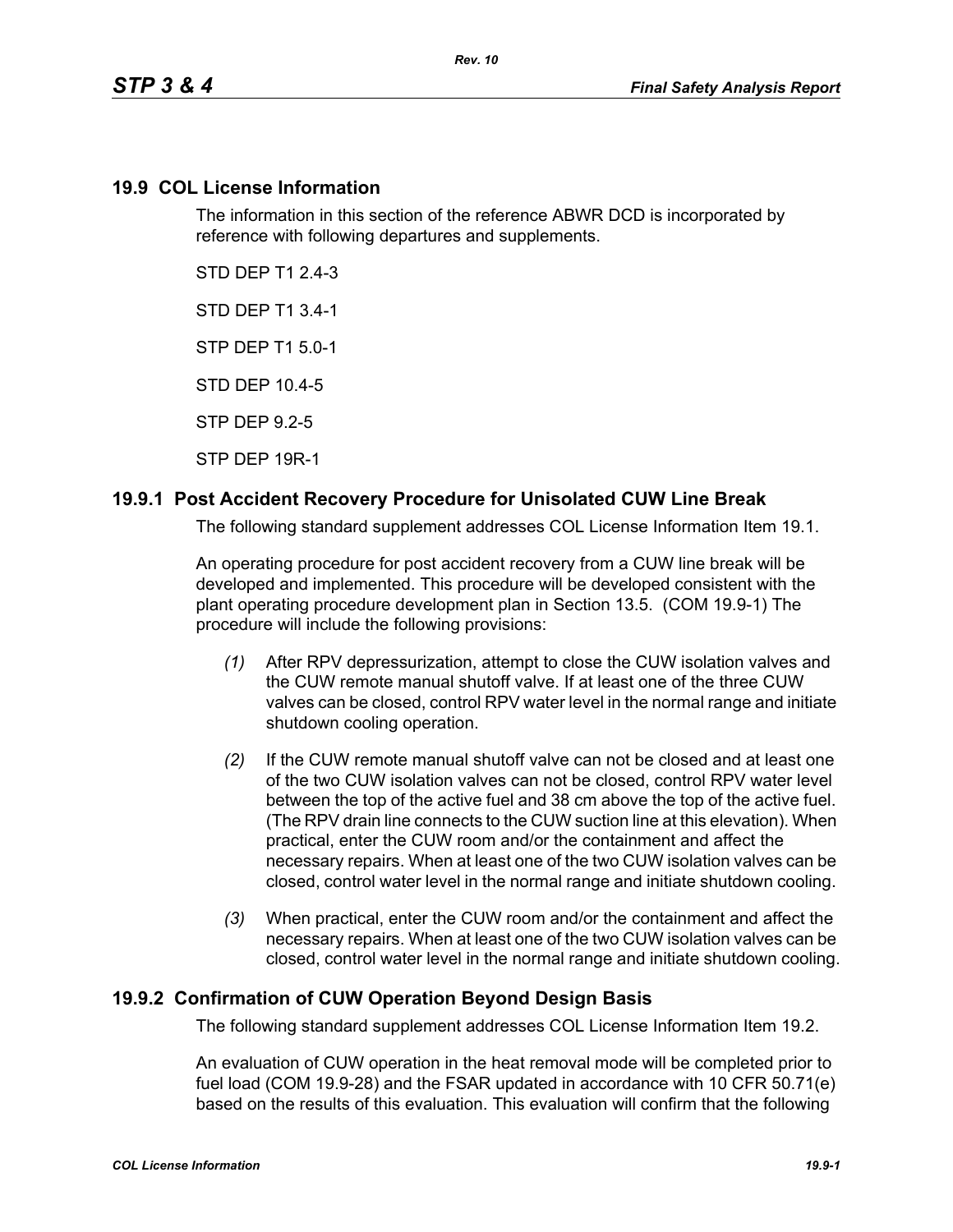## 19.9 COL License Information

The information in this section of the reference ABWR DCD is incorporated by reference with following departures and supplements.

STD DEP T1 2.4-3

STD DEP T1 3.4-1

STP DEP T1 5.0-1

STD DEP 10.4-5

STP DEP 9.2-5

STP DEP 19R-1

### 19.9.1 Post Accident Recovery Procedure for Unisolated CUW Line Break

The following standard supplement addresses COL License Information Item 19.1.

An operating procedure for post accident recovery from a CUW line break will be developed and implemented. This procedure will be developed consistent with the plant operating procedure development plan in Section 13.5. (COM 19.9-1) The procedure will include the following provisions:

*(1)* After RPV depressurization, attempt to close the CUW isolation valves and the CUW remote manual shutoff valve. If at least one of the three CUW valves can be closed, control RPV water level in the normal range and initiate shutdown cooling operation.

*(2)* If the CUW remote manual shutoff valve can not be closed and at least one of the two CUW isolation valves can not be closed, control RPV water level between the top of the active fuel and 38 cm above the top of the active fuel. (The RPV drain line connects to the CUW suction line at this elevation). When practical, enter the CUW room and/or the containment and affect the necessary repairs. When at least one of the two CUW isolation valves can be closed, control water level in the normal range and initiate shutdown cooling.

*(3)* When practical, enter the CUW room and/or the containment and affect the necessary repairs. When at least one of the two CUW isolation valves can be closed, control water level in the normal range and initiate shutdown cooling.

### 19.9.2 Confirmation of CUW Operation Beyond Design Basis

The following standard supplement addresses COL License Information Item 19.2.

An evaluation of CUW operation in the heat removal mode will be completed prior to fuel load (COM 19.9-28) and the FSAR updated in accordance with 10 CFR 50.71(e) based on the results of this evaluation. This evaluation will confirm that the following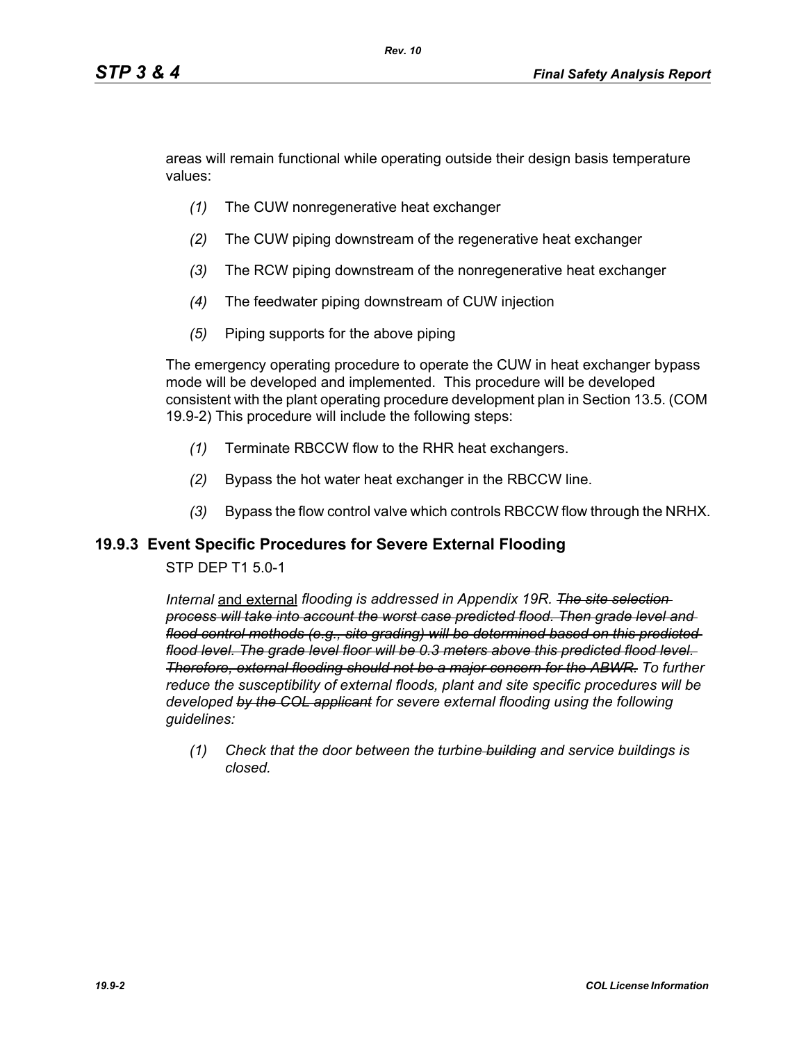areas will remain functional while operating outside their design basis temperature values:

*(1)* The CUW nonregenerative heat exchanger

*(2)* The CUW piping downstream of the regenerative heat exchanger

*(3)* The RCW piping downstream of the nonregenerative heat exchanger

*(4)* The feedwater piping downstream of CUW injection

*(5)* Piping supports for the above piping

The emergency operating procedure to operate the CUW in heat exchanger bypass mode will be developed and implemented. This procedure will be developed consistent with the plant operating procedure development plan in Section 13.5. (COM 19.9-2) This procedure will include the following steps:

*(1)* Terminate RBCCW flow to the RHR heat exchangers.

*(2)* Bypass the hot water heat exchanger in the RBCCW line.

*(3)* Bypass the flow control valve which controls RBCCW flow through the NRHX.

### 19.9.3 Event Specific Procedures for Severe External Flooding

STP DEP T1 5.0-1

*Internal* <u>and external</u> *flooding is addressed in Appendix 19R.* ~~*The site selection process will take into account the worst case predicted flood. Then grade level and flood control methods (e.g., site grading) will be determined based on this predicted flood level. The grade level floor will be 0.3 meters above this predicted flood level. Therefore, external flooding should not be a major concern for the ABWR.*~~ *To further reduce the susceptibility of external floods, plant and site specific procedures will be developed* ~~*by the COL applicant*~~ *for severe external flooding using the following guidelines:*

*(1) Check that the door between the turbine* ~~*building*~~ *and service buildings is closed.*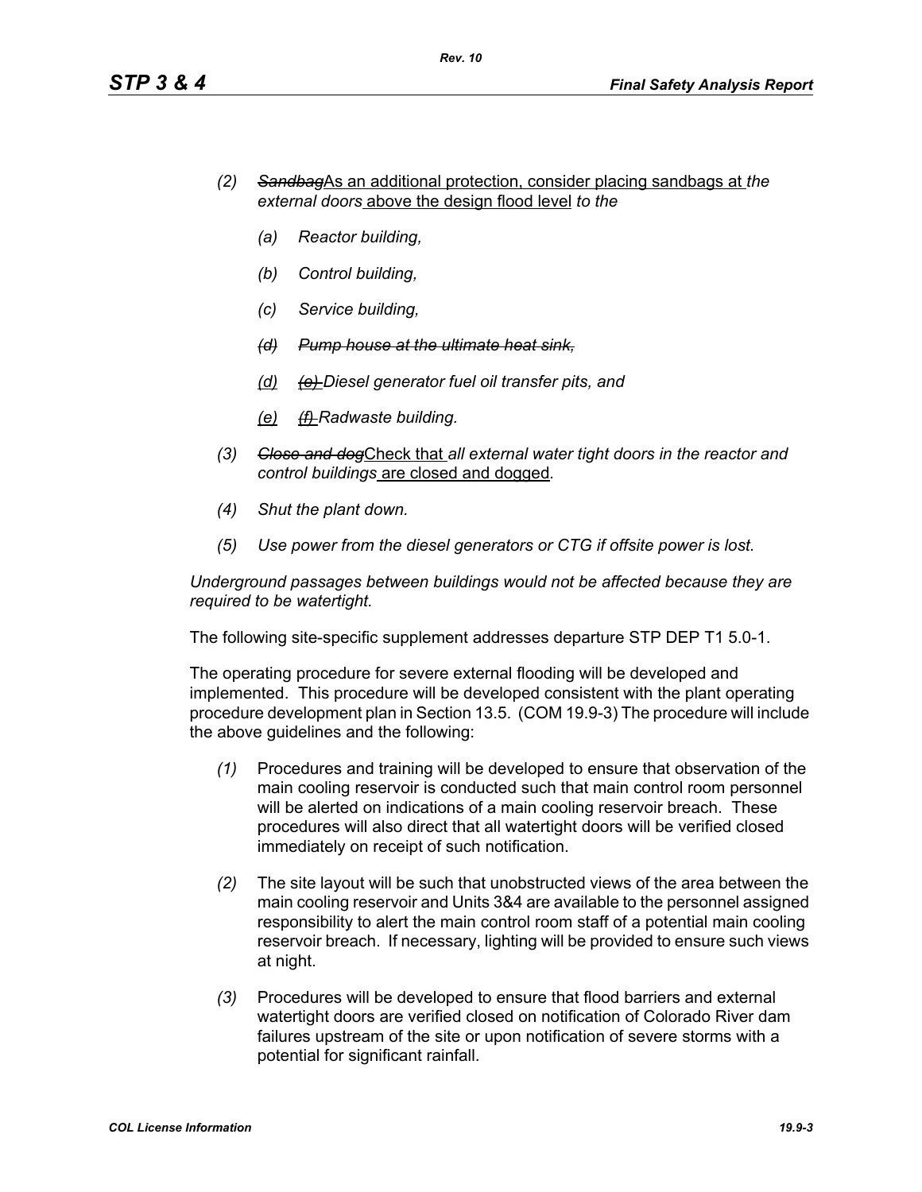*(2)* ~~*Sandbag*~~As an additional protection, consider placing sandbags at *the external doors* above the design flood level *to the*

*(a)* *Reactor building,*

*(b)* *Control building,*

*(c)* *Service building,*

~~*(d)* *Pump house at the ultimate heat sink,*~~

(d) ~~*(e)*~~ *Diesel generator fuel oil transfer pits, and*

(e) ~~*(f)*~~ *Radwaste building.*

*(3)* ~~*Close and dog*~~Check that *all external water tight doors in the reactor and control buildings* are closed and dogged*.*

*(4)* *Shut the plant down.*

*(5)* *Use power from the diesel generators or CTG if offsite power is lost.*

*Underground passages between buildings would not be affected because they are required to be watertight.*

The following site-specific supplement addresses departure STP DEP T1 5.0-1.

The operating procedure for severe external flooding will be developed and implemented. This procedure will be developed consistent with the plant operating procedure development plan in Section 13.5. (COM 19.9-3) The procedure will include the above guidelines and the following:

*(1)* Procedures and training will be developed to ensure that observation of the main cooling reservoir is conducted such that main control room personnel will be alerted on indications of a main cooling reservoir breach. These procedures will also direct that all watertight doors will be verified closed immediately on receipt of such notification.

*(2)* The site layout will be such that unobstructed views of the area between the main cooling reservoir and Units 3&4 are available to the personnel assigned responsibility to alert the main control room staff of a potential main cooling reservoir breach. If necessary, lighting will be provided to ensure such views at night.

*(3)* Procedures will be developed to ensure that flood barriers and external watertight doors are verified closed on notification of Colorado River dam failures upstream of the site or upon notification of severe storms with a potential for significant rainfall.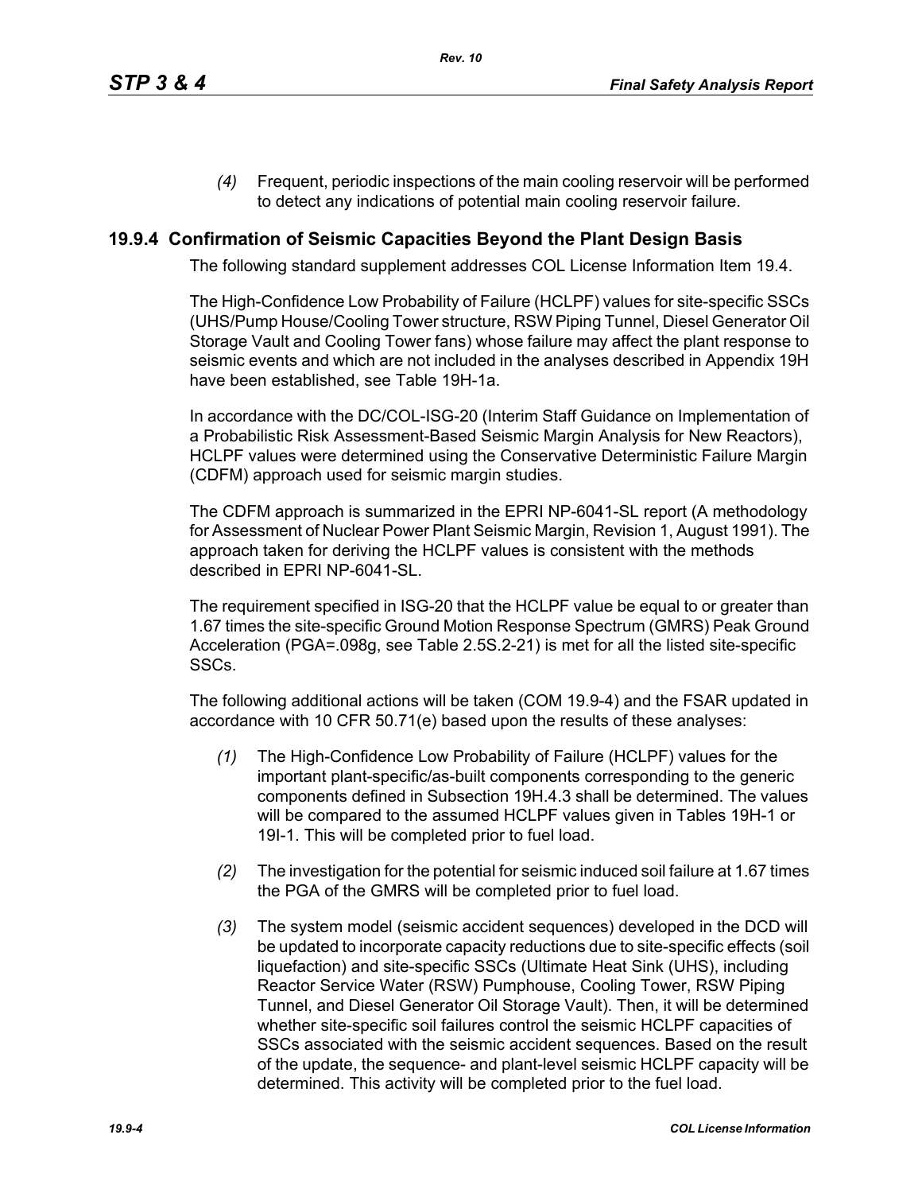*(4)* Frequent, periodic inspections of the main cooling reservoir will be performed to detect any indications of potential main cooling reservoir failure.

## 19.9.4 Confirmation of Seismic Capacities Beyond the Plant Design Basis

The following standard supplement addresses COL License Information Item 19.4.

The High-Confidence Low Probability of Failure (HCLPF) values for site-specific SSCs (UHS/Pump House/Cooling Tower structure, RSW Piping Tunnel, Diesel Generator Oil Storage Vault and Cooling Tower fans) whose failure may affect the plant response to seismic events and which are not included in the analyses described in Appendix 19H have been established, see Table 19H-1a.

In accordance with the DC/COL-ISG-20 (Interim Staff Guidance on Implementation of a Probabilistic Risk Assessment-Based Seismic Margin Analysis for New Reactors), HCLPF values were determined using the Conservative Deterministic Failure Margin (CDFM) approach used for seismic margin studies.

The CDFM approach is summarized in the EPRI NP-6041-SL report (A methodology for Assessment of Nuclear Power Plant Seismic Margin, Revision 1, August 1991). The approach taken for deriving the HCLPF values is consistent with the methods described in EPRI NP-6041-SL.

The requirement specified in ISG-20 that the HCLPF value be equal to or greater than 1.67 times the site-specific Ground Motion Response Spectrum (GMRS) Peak Ground Acceleration (PGA=.098g, see Table 2.5S.2-21) is met for all the listed site-specific SSCs.

The following additional actions will be taken (COM 19.9-4) and the FSAR updated in accordance with 10 CFR 50.71(e) based upon the results of these analyses:

*(1)* The High-Confidence Low Probability of Failure (HCLPF) values for the important plant-specific/as-built components corresponding to the generic components defined in Subsection 19H.4.3 shall be determined. The values will be compared to the assumed HCLPF values given in Tables 19H-1 or 19I-1. This will be completed prior to fuel load.

*(2)* The investigation for the potential for seismic induced soil failure at 1.67 times the PGA of the GMRS will be completed prior to fuel load.

*(3)* The system model (seismic accident sequences) developed in the DCD will be updated to incorporate capacity reductions due to site-specific effects (soil liquefaction) and site-specific SSCs (Ultimate Heat Sink (UHS), including Reactor Service Water (RSW) Pumphouse, Cooling Tower, RSW Piping Tunnel, and Diesel Generator Oil Storage Vault). Then, it will be determined whether site-specific soil failures control the seismic HCLPF capacities of SSCs associated with the seismic accident sequences. Based on the result of the update, the sequence- and plant-level seismic HCLPF capacity will be determined. This activity will be completed prior to the fuel load.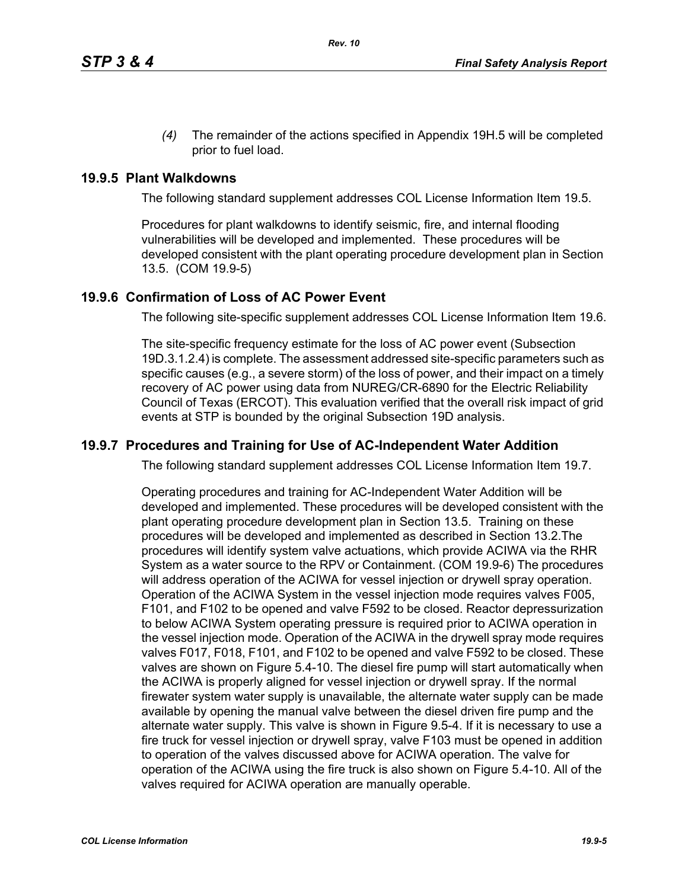*(4)* The remainder of the actions specified in Appendix 19H.5 will be completed prior to fuel load.

## 19.9.5 Plant Walkdowns

The following standard supplement addresses COL License Information Item 19.5.

Procedures for plant walkdowns to identify seismic, fire, and internal flooding vulnerabilities will be developed and implemented. These procedures will be developed consistent with the plant operating procedure development plan in Section 13.5. (COM 19.9-5)

## 19.9.6 Confirmation of Loss of AC Power Event

The following site-specific supplement addresses COL License Information Item 19.6.

The site-specific frequency estimate for the loss of AC power event (Subsection 19D.3.1.2.4) is complete. The assessment addressed site-specific parameters such as specific causes (e.g., a severe storm) of the loss of power, and their impact on a timely recovery of AC power using data from NUREG/CR-6890 for the Electric Reliability Council of Texas (ERCOT). This evaluation verified that the overall risk impact of grid events at STP is bounded by the original Subsection 19D analysis.

## 19.9.7 Procedures and Training for Use of AC-Independent Water Addition

The following standard supplement addresses COL License Information Item 19.7.

Operating procedures and training for AC-Independent Water Addition will be developed and implemented. These procedures will be developed consistent with the plant operating procedure development plan in Section 13.5. Training on these procedures will be developed and implemented as described in Section 13.2.The procedures will identify system valve actuations, which provide ACIWA via the RHR System as a water source to the RPV or Containment. (COM 19.9-6) The procedures will address operation of the ACIWA for vessel injection or drywell spray operation. Operation of the ACIWA System in the vessel injection mode requires valves F005, F101, and F102 to be opened and valve F592 to be closed. Reactor depressurization to below ACIWA System operating pressure is required prior to ACIWA operation in the vessel injection mode. Operation of the ACIWA in the drywell spray mode requires valves F017, F018, F101, and F102 to be opened and valve F592 to be closed. These valves are shown on Figure 5.4-10. The diesel fire pump will start automatically when the ACIWA is properly aligned for vessel injection or drywell spray. If the normal firewater system water supply is unavailable, the alternate water supply can be made available by opening the manual valve between the diesel driven fire pump and the alternate water supply. This valve is shown in Figure 9.5-4. If it is necessary to use a fire truck for vessel injection or drywell spray, valve F103 must be opened in addition to operation of the valves discussed above for ACIWA operation. The valve for operation of the ACIWA using the fire truck is also shown on Figure 5.4-10. All of the valves required for ACIWA operation are manually operable.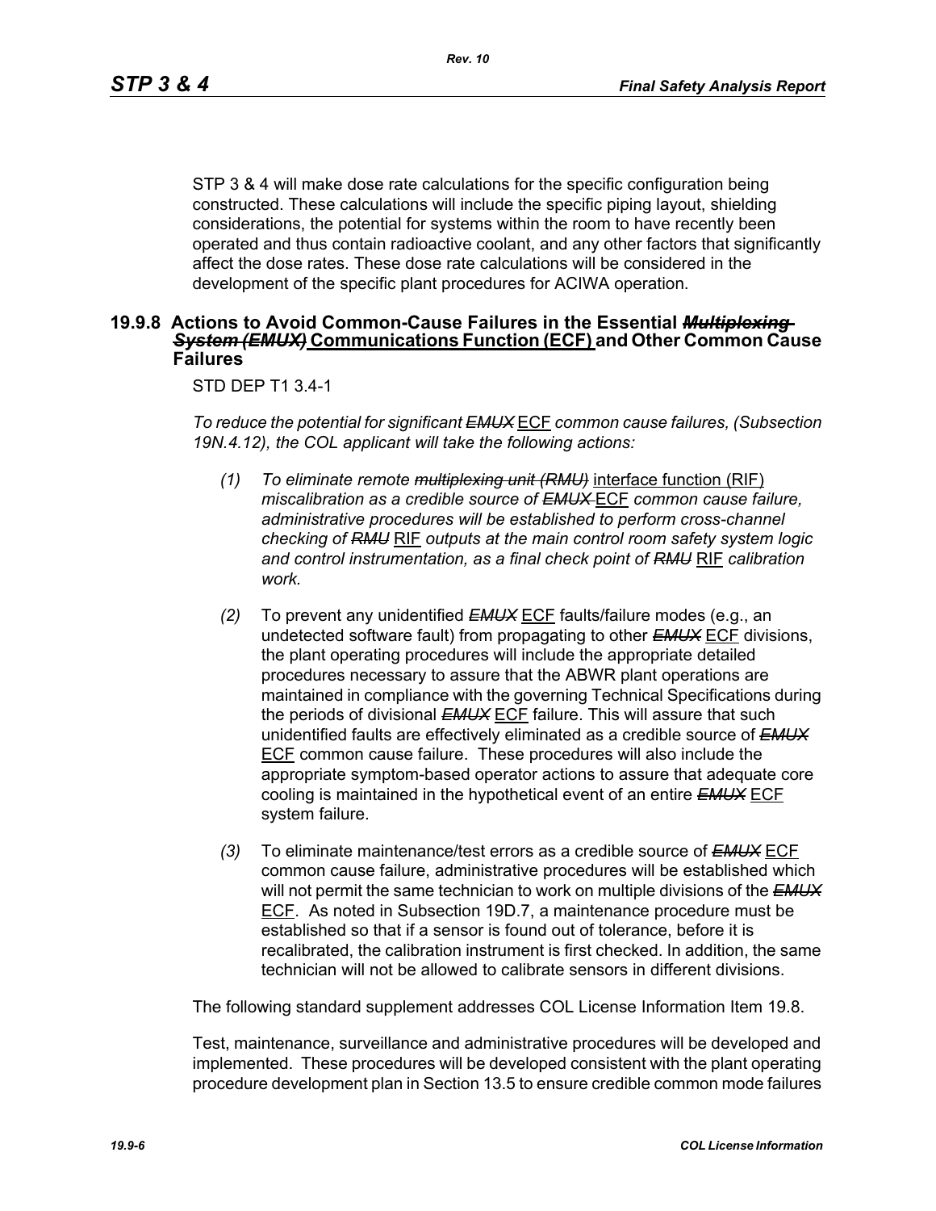STP 3 & 4 will make dose rate calculations for the specific configuration being constructed. These calculations will include the specific piping layout, shielding considerations, the potential for systems within the room to have recently been operated and thus contain radioactive coolant, and any other factors that significantly affect the dose rates. These dose rate calculations will be considered in the development of the specific plant procedures for ACIWA operation.

### 19.9.8 Actions to Avoid Common-Cause Failures in the Essential ~~*Multiplexing System (EMUX)*~~ Communications Function (ECF) and Other Common Cause Failures

STD DEP T1 3.4-1

*To reduce the potential for significant ~~EMUX~~* ECF *common cause failures, (Subsection 19N.4.12), the COL applicant will take the following actions:*

*(1)* *To eliminate remote ~~multiplexing unit (RMU)~~* interface function (RIF) *miscalibration as a credible source of ~~EMUX~~* ECF *common cause failure, administrative procedures will be established to perform cross-channel checking of ~~RMU~~* RIF *outputs at the main control room safety system logic and control instrumentation, as a final check point of ~~RMU~~* RIF *calibration work.*

*(2)* To prevent any unidentified ~~*EMUX*~~ ECF faults/failure modes (e.g., an undetected software fault) from propagating to other ~~*EMUX*~~ ECF divisions, the plant operating procedures will include the appropriate detailed procedures necessary to assure that the ABWR plant operations are maintained in compliance with the governing Technical Specifications during the periods of divisional ~~*EMUX*~~ ECF failure. This will assure that such unidentified faults are effectively eliminated as a credible source of ~~*EMUX*~~ ECF common cause failure. These procedures will also include the appropriate symptom-based operator actions to assure that adequate core cooling is maintained in the hypothetical event of an entire ~~*EMUX*~~ ECF system failure.

*(3)* To eliminate maintenance/test errors as a credible source of ~~*EMUX*~~ ECF common cause failure, administrative procedures will be established which will not permit the same technician to work on multiple divisions of the ~~*EMUX*~~ ECF. As noted in Subsection 19D.7, a maintenance procedure must be established so that if a sensor is found out of tolerance, before it is recalibrated, the calibration instrument is first checked. In addition, the same technician will not be allowed to calibrate sensors in different divisions.

The following standard supplement addresses COL License Information Item 19.8.

Test, maintenance, surveillance and administrative procedures will be developed and implemented. These procedures will be developed consistent with the plant operating procedure development plan in Section 13.5 to ensure credible common mode failures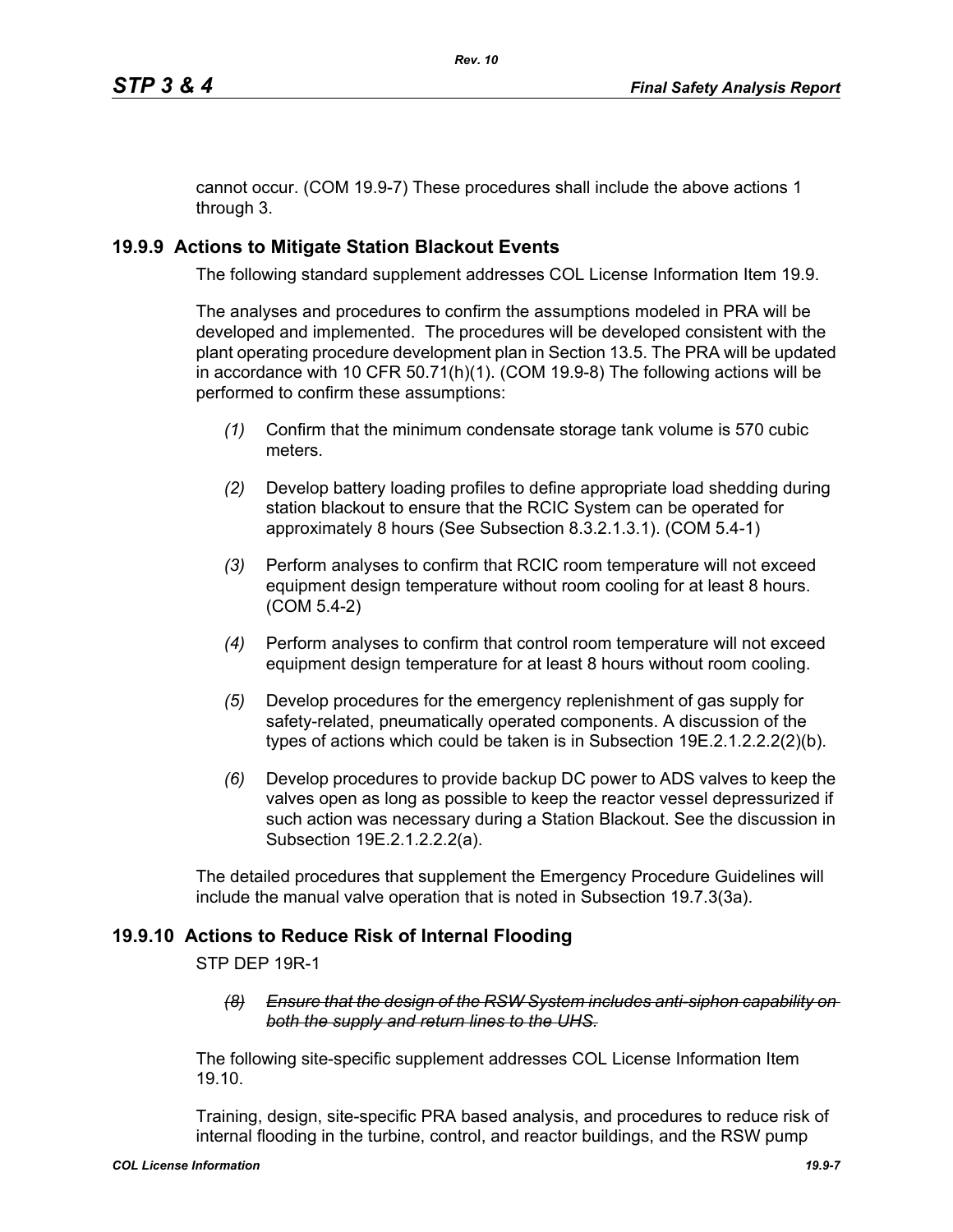cannot occur. (COM 19.9-7) These procedures shall include the above actions 1 through 3.

## 19.9.9 Actions to Mitigate Station Blackout Events

The following standard supplement addresses COL License Information Item 19.9.

The analyses and procedures to confirm the assumptions modeled in PRA will be developed and implemented. The procedures will be developed consistent with the plant operating procedure development plan in Section 13.5. The PRA will be updated in accordance with 10 CFR 50.71(h)(1). (COM 19.9-8) The following actions will be performed to confirm these assumptions:

*(1)* Confirm that the minimum condensate storage tank volume is 570 cubic meters.

*(2)* Develop battery loading profiles to define appropriate load shedding during station blackout to ensure that the RCIC System can be operated for approximately 8 hours (See Subsection 8.3.2.1.3.1). (COM 5.4-1)

*(3)* Perform analyses to confirm that RCIC room temperature will not exceed equipment design temperature without room cooling for at least 8 hours. (COM 5.4-2)

*(4)* Perform analyses to confirm that control room temperature will not exceed equipment design temperature for at least 8 hours without room cooling.

*(5)* Develop procedures for the emergency replenishment of gas supply for safety-related, pneumatically operated components. A discussion of the types of actions which could be taken is in Subsection 19E.2.1.2.2.2(2)(b).

*(6)* Develop procedures to provide backup DC power to ADS valves to keep the valves open as long as possible to keep the reactor vessel depressurized if such action was necessary during a Station Blackout. See the discussion in Subsection 19E.2.1.2.2.2(a).

The detailed procedures that supplement the Emergency Procedure Guidelines will include the manual valve operation that is noted in Subsection 19.7.3(3a).

## 19.9.10 Actions to Reduce Risk of Internal Flooding

STP DEP 19R-1

~~*(8) Ensure that the design of the RSW System includes anti-siphon capability on both the supply and return lines to the UHS.*~~

The following site-specific supplement addresses COL License Information Item 19.10.

Training, design, site-specific PRA based analysis, and procedures to reduce risk of internal flooding in the turbine, control, and reactor buildings, and the RSW pump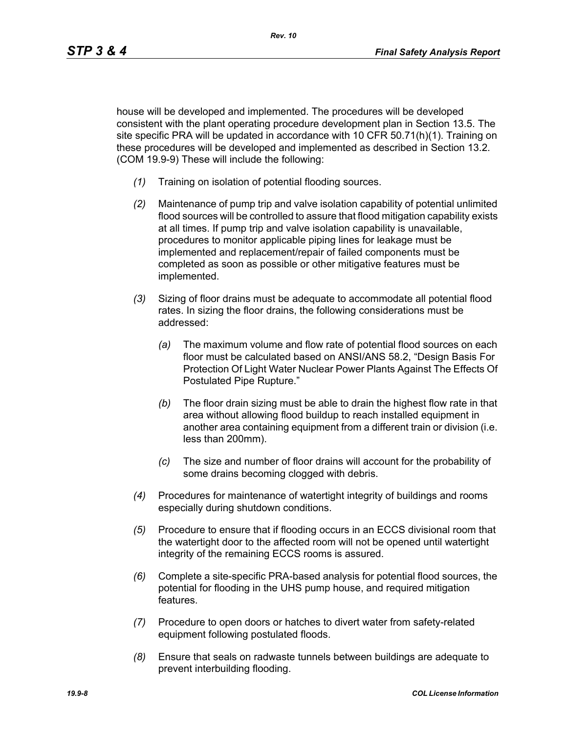house will be developed and implemented. The procedures will be developed consistent with the plant operating procedure development plan in Section 13.5. The site specific PRA will be updated in accordance with 10 CFR 50.71(h)(1). Training on these procedures will be developed and implemented as described in Section 13.2. (COM 19.9-9) These will include the following:

*(1)* Training on isolation of potential flooding sources.

*(2)* Maintenance of pump trip and valve isolation capability of potential unlimited flood sources will be controlled to assure that flood mitigation capability exists at all times. If pump trip and valve isolation capability is unavailable, procedures to monitor applicable piping lines for leakage must be implemented and replacement/repair of failed components must be completed as soon as possible or other mitigative features must be implemented.

*(3)* Sizing of floor drains must be adequate to accommodate all potential flood rates. In sizing the floor drains, the following considerations must be addressed:

   *(a)* The maximum volume and flow rate of potential flood sources on each floor must be calculated based on ANSI/ANS 58.2, "Design Basis For Protection Of Light Water Nuclear Power Plants Against The Effects Of Postulated Pipe Rupture."

   *(b)* The floor drain sizing must be able to drain the highest flow rate in that area without allowing flood buildup to reach installed equipment in another area containing equipment from a different train or division (i.e. less than 200mm).

   *(c)* The size and number of floor drains will account for the probability of some drains becoming clogged with debris.

*(4)* Procedures for maintenance of watertight integrity of buildings and rooms especially during shutdown conditions.

*(5)* Procedure to ensure that if flooding occurs in an ECCS divisional room that the watertight door to the affected room will not be opened until watertight integrity of the remaining ECCS rooms is assured.

*(6)* Complete a site-specific PRA-based analysis for potential flood sources, the potential for flooding in the UHS pump house, and required mitigation features.

*(7)* Procedure to open doors or hatches to divert water from safety-related equipment following postulated floods.

*(8)* Ensure that seals on radwaste tunnels between buildings are adequate to prevent interbuilding flooding.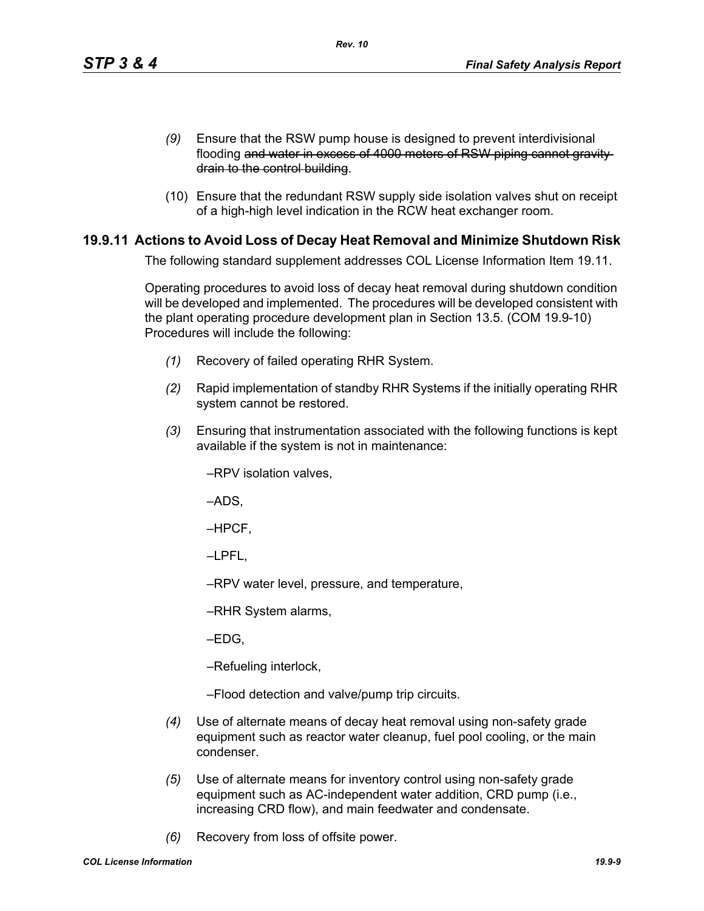*(9)* Ensure that the RSW pump house is designed to prevent interdivisional flooding ~~and water in excess of 4000 meters of RSW piping cannot gravity drain to the control building~~.

(10) Ensure that the redundant RSW supply side isolation valves shut on receipt of a high-high level indication in the RCW heat exchanger room.

## 19.9.11 Actions to Avoid Loss of Decay Heat Removal and Minimize Shutdown Risk

The following standard supplement addresses COL License Information Item 19.11.

Operating procedures to avoid loss of decay heat removal during shutdown condition will be developed and implemented. The procedures will be developed consistent with the plant operating procedure development plan in Section 13.5. (COM 19.9-10) Procedures will include the following:

*(1)* Recovery of failed operating RHR System.

*(2)* Rapid implementation of standby RHR Systems if the initially operating RHR system cannot be restored.

*(3)* Ensuring that instrumentation associated with the following functions is kept available if the system is not in maintenance:

–RPV isolation valves,

–ADS,

–HPCF,

–LPFL,

–RPV water level, pressure, and temperature,

–RHR System alarms,

–EDG,

–Refueling interlock,

–Flood detection and valve/pump trip circuits.

*(4)* Use of alternate means of decay heat removal using non-safety grade equipment such as reactor water cleanup, fuel pool cooling, or the main condenser.

*(5)* Use of alternate means for inventory control using non-safety grade equipment such as AC-independent water addition, CRD pump (i.e., increasing CRD flow), and main feedwater and condensate.

*(6)* Recovery from loss of offsite power.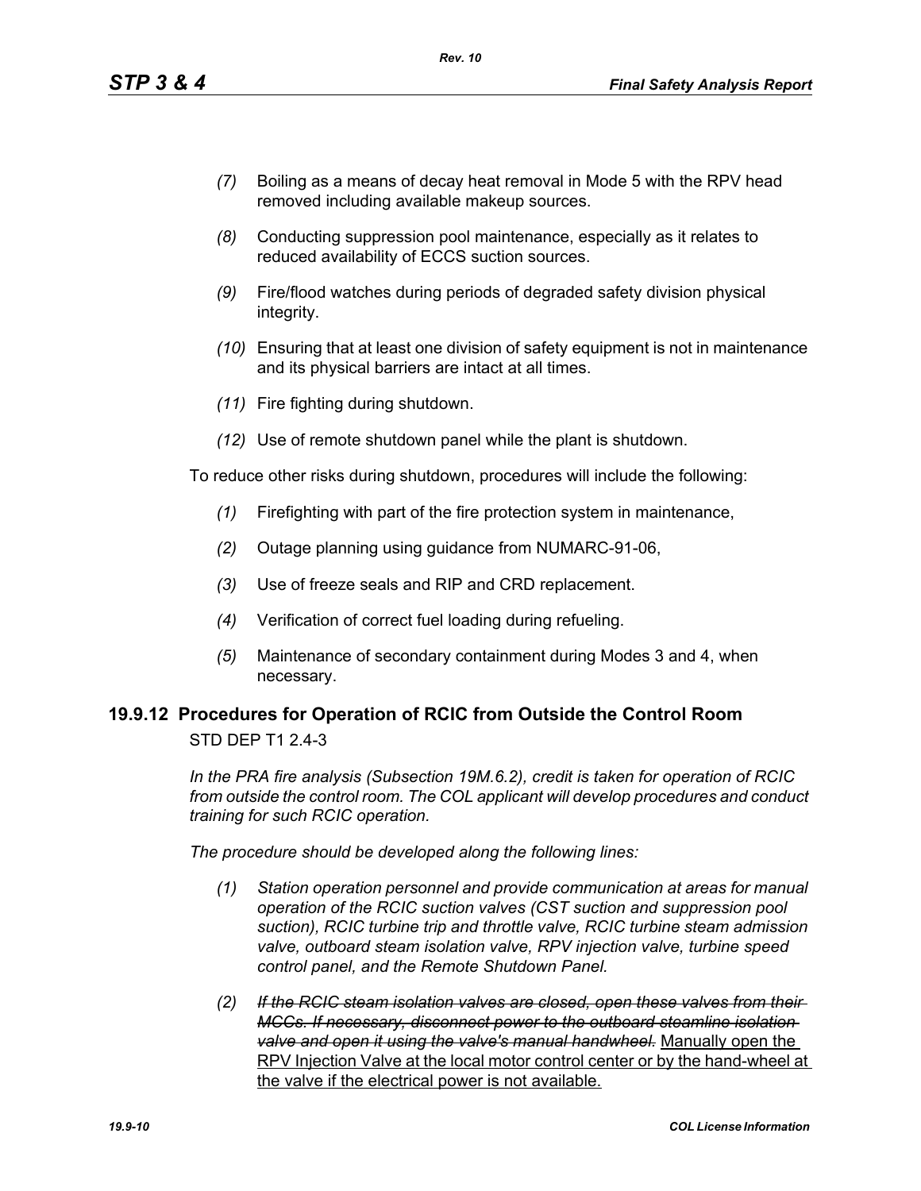*(7)* Boiling as a means of decay heat removal in Mode 5 with the RPV head removed including available makeup sources.

*(8)* Conducting suppression pool maintenance, especially as it relates to reduced availability of ECCS suction sources.

*(9)* Fire/flood watches during periods of degraded safety division physical integrity.

*(10)* Ensuring that at least one division of safety equipment is not in maintenance and its physical barriers are intact at all times.

*(11)* Fire fighting during shutdown.

*(12)* Use of remote shutdown panel while the plant is shutdown.

To reduce other risks during shutdown, procedures will include the following:

*(1)* Firefighting with part of the fire protection system in maintenance,

*(2)* Outage planning using guidance from NUMARC-91-06,

*(3)* Use of freeze seals and RIP and CRD replacement.

*(4)* Verification of correct fuel loading during refueling.

*(5)* Maintenance of secondary containment during Modes 3 and 4, when necessary.

## 19.9.12 Procedures for Operation of RCIC from Outside the Control Room

STD DEP T1 2.4-3

*In the PRA fire analysis (Subsection 19M.6.2), credit is taken for operation of RCIC from outside the control room. The COL applicant will develop procedures and conduct training for such RCIC operation.*

*The procedure should be developed along the following lines:*

*(1) Station operation personnel and provide communication at areas for manual operation of the RCIC suction valves (CST suction and suppression pool suction), RCIC turbine trip and throttle valve, RCIC turbine steam admission valve, outboard steam isolation valve, RPV injection valve, turbine speed control panel, and the Remote Shutdown Panel.*

*(2)* ~~*If the RCIC steam isolation valves are closed, open these valves from their MCCs. If necessary, disconnect power to the outboard steamline isolation valve and open it using the valve's manual handwheel.*~~ <u>Manually open the RPV Injection Valve at the local motor control center or by the hand-wheel at the valve if the electrical power is not available.</u>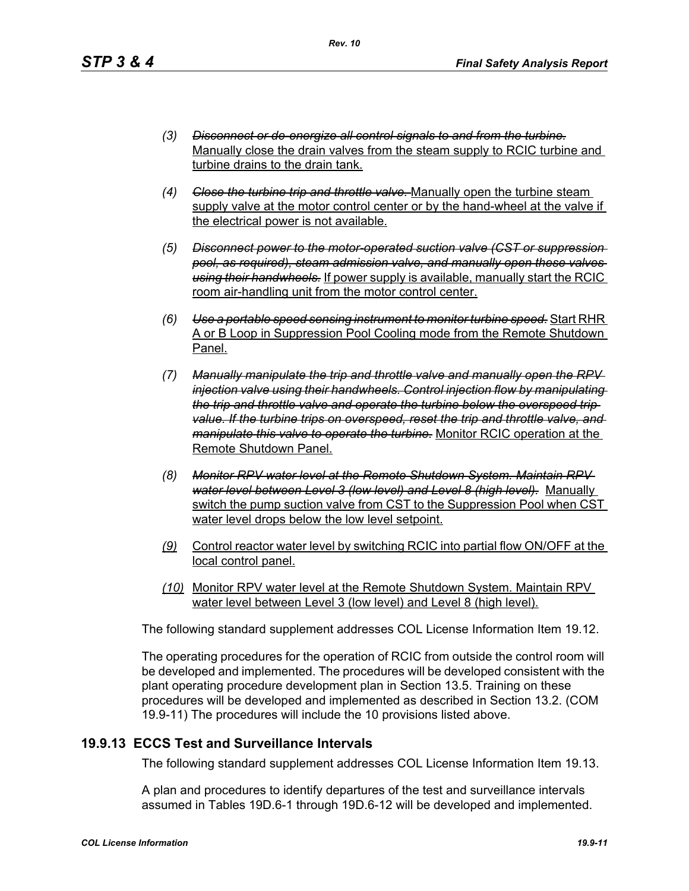(3) ~~*Disconnect or de-energize all control signals to and from the turbine.*~~ Manually close the drain valves from the steam supply to RCIC turbine and turbine drains to the drain tank.

(4) ~~*Close the turbine trip and throttle valve.*~~ Manually open the turbine steam supply valve at the motor control center or by the hand-wheel at the valve if the electrical power is not available.

(5) ~~*Disconnect power to the motor-operated suction valve (CST or suppression pool, as required), steam admission valve, and manually open these valves using their handwheels.*~~ If power supply is available, manually start the RCIC room air-handling unit from the motor control center.

(6) ~~*Use a portable speed sensing instrument to monitor turbine speed.*~~ Start RHR A or B Loop in Suppression Pool Cooling mode from the Remote Shutdown Panel.

(7) ~~*Manually manipulate the trip and throttle valve and manually open the RPV injection valve using their handwheels. Control injection flow by manipulating the trip and throttle valve and operate the turbine below the overspeed trip value. If the turbine trips on overspeed, reset the trip and throttle valve, and manipulate this valve to operate the turbine.*~~ Monitor RCIC operation at the Remote Shutdown Panel.

(8) ~~*Monitor RPV water level at the Remote Shutdown System. Maintain RPV water level between Level 3 (low level) and Level 8 (high level).*~~ Manually switch the pump suction valve from CST to the Suppression Pool when CST water level drops below the low level setpoint.

(9) Control reactor water level by switching RCIC into partial flow ON/OFF at the local control panel.

(10) Monitor RPV water level at the Remote Shutdown System. Maintain RPV water level between Level 3 (low level) and Level 8 (high level).

The following standard supplement addresses COL License Information Item 19.12.

The operating procedures for the operation of RCIC from outside the control room will be developed and implemented. The procedures will be developed consistent with the plant operating procedure development plan in Section 13.5. Training on these procedures will be developed and implemented as described in Section 13.2. (COM 19.9-11) The procedures will include the 10 provisions listed above.

## 19.9.13 ECCS Test and Surveillance Intervals

The following standard supplement addresses COL License Information Item 19.13.

A plan and procedures to identify departures of the test and surveillance intervals assumed in Tables 19D.6-1 through 19D.6-12 will be developed and implemented.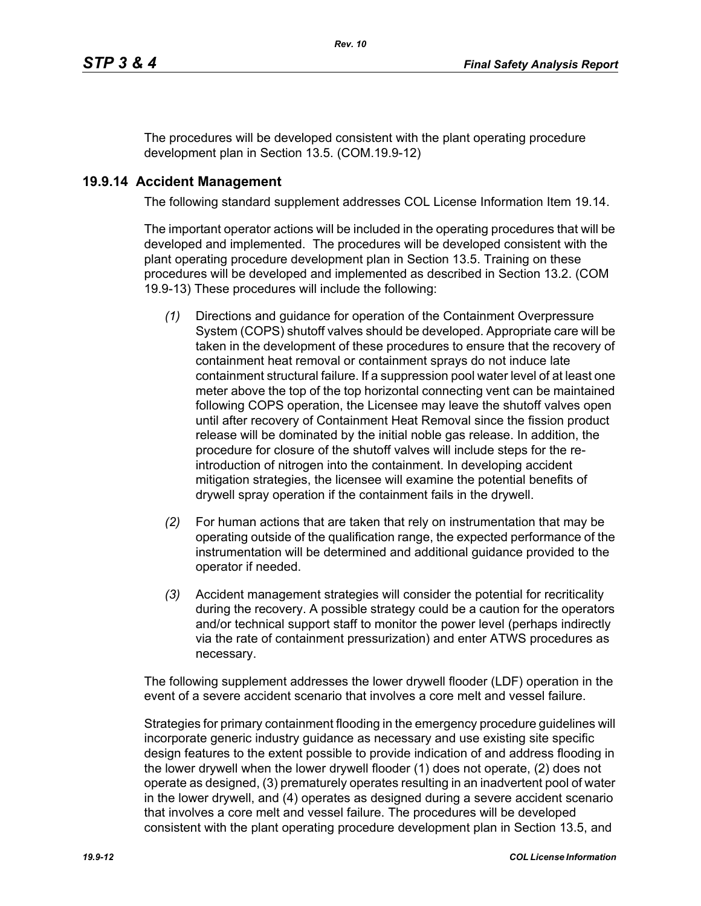The procedures will be developed consistent with the plant operating procedure development plan in Section 13.5. (COM.19.9-12)

## 19.9.14 Accident Management

The following standard supplement addresses COL License Information Item 19.14.

The important operator actions will be included in the operating procedures that will be developed and implemented. The procedures will be developed consistent with the plant operating procedure development plan in Section 13.5. Training on these procedures will be developed and implemented as described in Section 13.2. (COM 19.9-13) These procedures will include the following:

*(1)* Directions and guidance for operation of the Containment Overpressure System (COPS) shutoff valves should be developed. Appropriate care will be taken in the development of these procedures to ensure that the recovery of containment heat removal or containment sprays do not induce late containment structural failure. If a suppression pool water level of at least one meter above the top of the top horizontal connecting vent can be maintained following COPS operation, the Licensee may leave the shutoff valves open until after recovery of Containment Heat Removal since the fission product release will be dominated by the initial noble gas release. In addition, the procedure for closure of the shutoff valves will include steps for the re-introduction of nitrogen into the containment. In developing accident mitigation strategies, the licensee will examine the potential benefits of drywell spray operation if the containment fails in the drywell.

*(2)* For human actions that are taken that rely on instrumentation that may be operating outside of the qualification range, the expected performance of the instrumentation will be determined and additional guidance provided to the operator if needed.

*(3)* Accident management strategies will consider the potential for recriticality during the recovery. A possible strategy could be a caution for the operators and/or technical support staff to monitor the power level (perhaps indirectly via the rate of containment pressurization) and enter ATWS procedures as necessary.

The following supplement addresses the lower drywell flooder (LDF) operation in the event of a severe accident scenario that involves a core melt and vessel failure.

Strategies for primary containment flooding in the emergency procedure guidelines will incorporate generic industry guidance as necessary and use existing site specific design features to the extent possible to provide indication of and address flooding in the lower drywell when the lower drywell flooder (1) does not operate, (2) does not operate as designed, (3) prematurely operates resulting in an inadvertent pool of water in the lower drywell, and (4) operates as designed during a severe accident scenario that involves a core melt and vessel failure. The procedures will be developed consistent with the plant operating procedure development plan in Section 13.5, and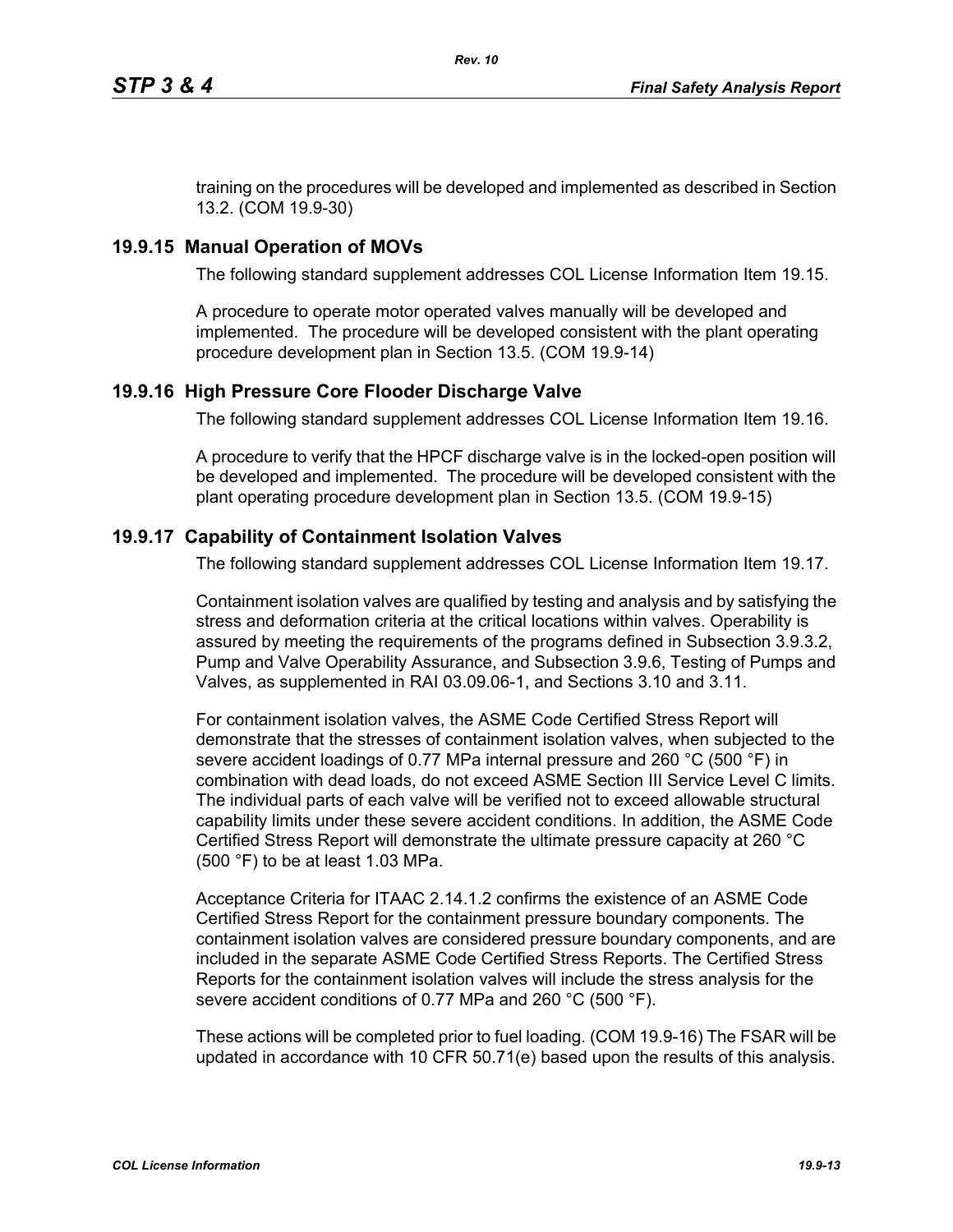training on the procedures will be developed and implemented as described in Section 13.2. (COM 19.9-30)

## 19.9.15 Manual Operation of MOVs

The following standard supplement addresses COL License Information Item 19.15.

A procedure to operate motor operated valves manually will be developed and implemented. The procedure will be developed consistent with the plant operating procedure development plan in Section 13.5. (COM 19.9-14)

## 19.9.16 High Pressure Core Flooder Discharge Valve

The following standard supplement addresses COL License Information Item 19.16.

A procedure to verify that the HPCF discharge valve is in the locked-open position will be developed and implemented. The procedure will be developed consistent with the plant operating procedure development plan in Section 13.5. (COM 19.9-15)

## 19.9.17 Capability of Containment Isolation Valves

The following standard supplement addresses COL License Information Item 19.17.

Containment isolation valves are qualified by testing and analysis and by satisfying the stress and deformation criteria at the critical locations within valves. Operability is assured by meeting the requirements of the programs defined in Subsection 3.9.3.2, Pump and Valve Operability Assurance, and Subsection 3.9.6, Testing of Pumps and Valves, as supplemented in RAI 03.09.06-1, and Sections 3.10 and 3.11.

For containment isolation valves, the ASME Code Certified Stress Report will demonstrate that the stresses of containment isolation valves, when subjected to the severe accident loadings of 0.77 MPa internal pressure and 260 °C (500 °F) in combination with dead loads, do not exceed ASME Section III Service Level C limits. The individual parts of each valve will be verified not to exceed allowable structural capability limits under these severe accident conditions. In addition, the ASME Code Certified Stress Report will demonstrate the ultimate pressure capacity at 260 °C (500 °F) to be at least 1.03 MPa.

Acceptance Criteria for ITAAC 2.14.1.2 confirms the existence of an ASME Code Certified Stress Report for the containment pressure boundary components. The containment isolation valves are considered pressure boundary components, and are included in the separate ASME Code Certified Stress Reports. The Certified Stress Reports for the containment isolation valves will include the stress analysis for the severe accident conditions of 0.77 MPa and 260 °C (500 °F).

These actions will be completed prior to fuel loading. (COM 19.9-16) The FSAR will be updated in accordance with 10 CFR 50.71(e) based upon the results of this analysis.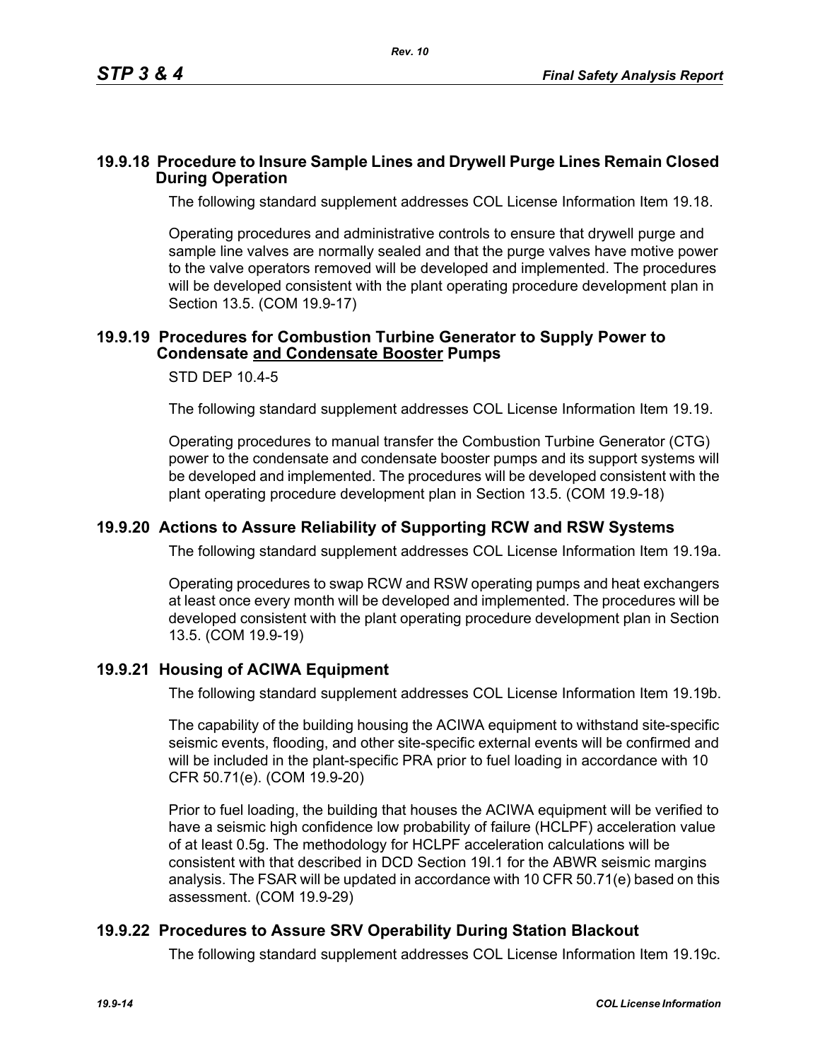## 19.9.18 Procedure to Insure Sample Lines and Drywell Purge Lines Remain Closed During Operation

The following standard supplement addresses COL License Information Item 19.18.

Operating procedures and administrative controls to ensure that drywell purge and sample line valves are normally sealed and that the purge valves have motive power to the valve operators removed will be developed and implemented. The procedures will be developed consistent with the plant operating procedure development plan in Section 13.5. (COM 19.9-17)

## 19.9.19 Procedures for Combustion Turbine Generator to Supply Power to Condensate and Condensate Booster Pumps

STD DEP 10.4-5

The following standard supplement addresses COL License Information Item 19.19.

Operating procedures to manual transfer the Combustion Turbine Generator (CTG) power to the condensate and condensate booster pumps and its support systems will be developed and implemented. The procedures will be developed consistent with the plant operating procedure development plan in Section 13.5. (COM 19.9-18)

## 19.9.20 Actions to Assure Reliability of Supporting RCW and RSW Systems

The following standard supplement addresses COL License Information Item 19.19a.

Operating procedures to swap RCW and RSW operating pumps and heat exchangers at least once every month will be developed and implemented. The procedures will be developed consistent with the plant operating procedure development plan in Section 13.5. (COM 19.9-19)

## 19.9.21 Housing of ACIWA Equipment

The following standard supplement addresses COL License Information Item 19.19b.

The capability of the building housing the ACIWA equipment to withstand site-specific seismic events, flooding, and other site-specific external events will be confirmed and will be included in the plant-specific PRA prior to fuel loading in accordance with 10 CFR 50.71(e). (COM 19.9-20)

Prior to fuel loading, the building that houses the ACIWA equipment will be verified to have a seismic high confidence low probability of failure (HCLPF) acceleration value of at least 0.5g. The methodology for HCLPF acceleration calculations will be consistent with that described in DCD Section 19I.1 for the ABWR seismic margins analysis. The FSAR will be updated in accordance with 10 CFR 50.71(e) based on this assessment. (COM 19.9-29)

## 19.9.22 Procedures to Assure SRV Operability During Station Blackout

The following standard supplement addresses COL License Information Item 19.19c.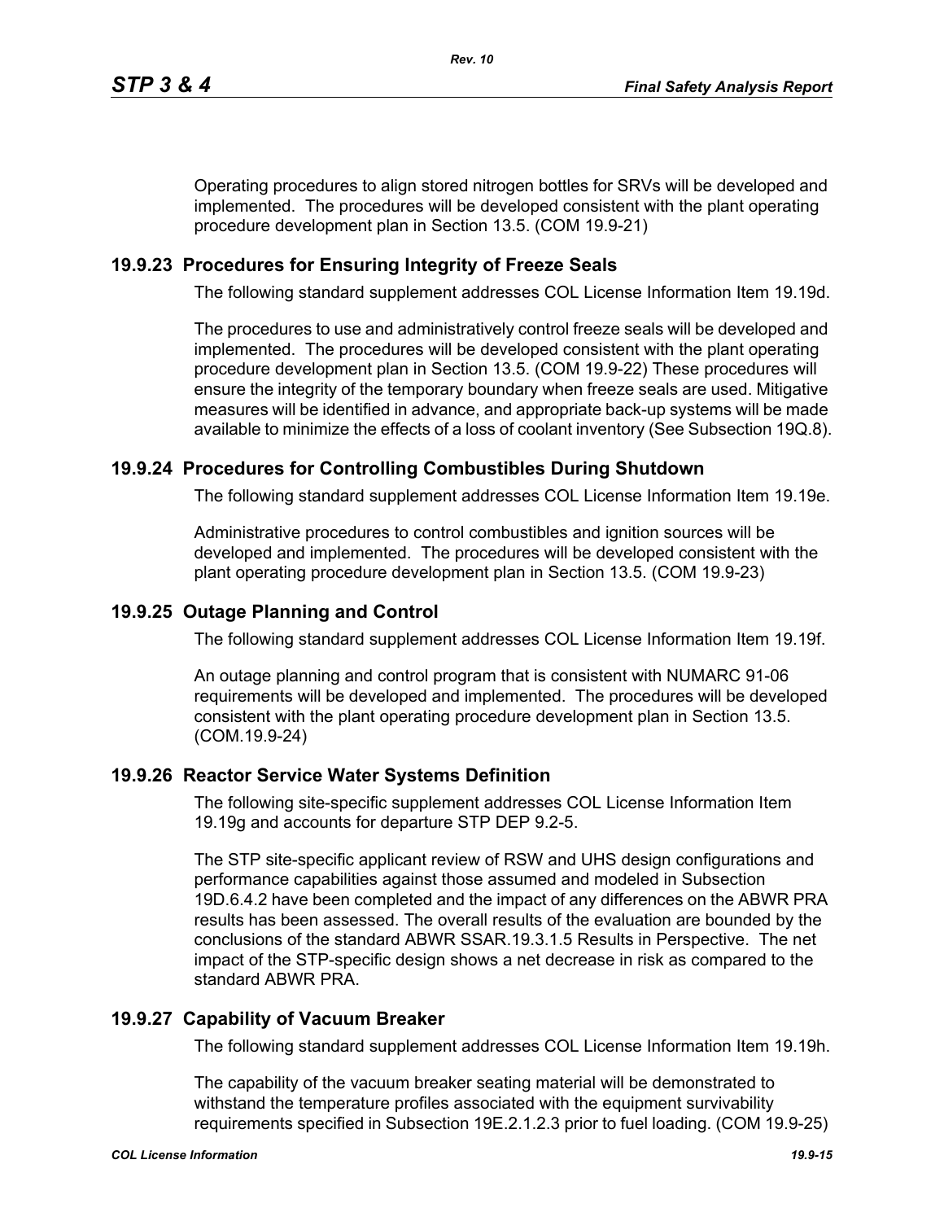Operating procedures to align stored nitrogen bottles for SRVs will be developed and implemented. The procedures will be developed consistent with the plant operating procedure development plan in Section 13.5. (COM 19.9-21)

## 19.9.23 Procedures for Ensuring Integrity of Freeze Seals

The following standard supplement addresses COL License Information Item 19.19d.

The procedures to use and administratively control freeze seals will be developed and implemented. The procedures will be developed consistent with the plant operating procedure development plan in Section 13.5. (COM 19.9-22) These procedures will ensure the integrity of the temporary boundary when freeze seals are used. Mitigative measures will be identified in advance, and appropriate back-up systems will be made available to minimize the effects of a loss of coolant inventory (See Subsection 19Q.8).

## 19.9.24 Procedures for Controlling Combustibles During Shutdown

The following standard supplement addresses COL License Information Item 19.19e.

Administrative procedures to control combustibles and ignition sources will be developed and implemented. The procedures will be developed consistent with the plant operating procedure development plan in Section 13.5. (COM 19.9-23)

## 19.9.25 Outage Planning and Control

The following standard supplement addresses COL License Information Item 19.19f.

An outage planning and control program that is consistent with NUMARC 91-06 requirements will be developed and implemented. The procedures will be developed consistent with the plant operating procedure development plan in Section 13.5. (COM.19.9-24)

## 19.9.26 Reactor Service Water Systems Definition

The following site-specific supplement addresses COL License Information Item 19.19g and accounts for departure STP DEP 9.2-5.

The STP site-specific applicant review of RSW and UHS design configurations and performance capabilities against those assumed and modeled in Subsection 19D.6.4.2 have been completed and the impact of any differences on the ABWR PRA results has been assessed. The overall results of the evaluation are bounded by the conclusions of the standard ABWR SSAR.19.3.1.5 Results in Perspective. The net impact of the STP-specific design shows a net decrease in risk as compared to the standard ABWR PRA.

## 19.9.27 Capability of Vacuum Breaker

The following standard supplement addresses COL License Information Item 19.19h.

The capability of the vacuum breaker seating material will be demonstrated to withstand the temperature profiles associated with the equipment survivability requirements specified in Subsection 19E.2.1.2.3 prior to fuel loading. (COM 19.9-25)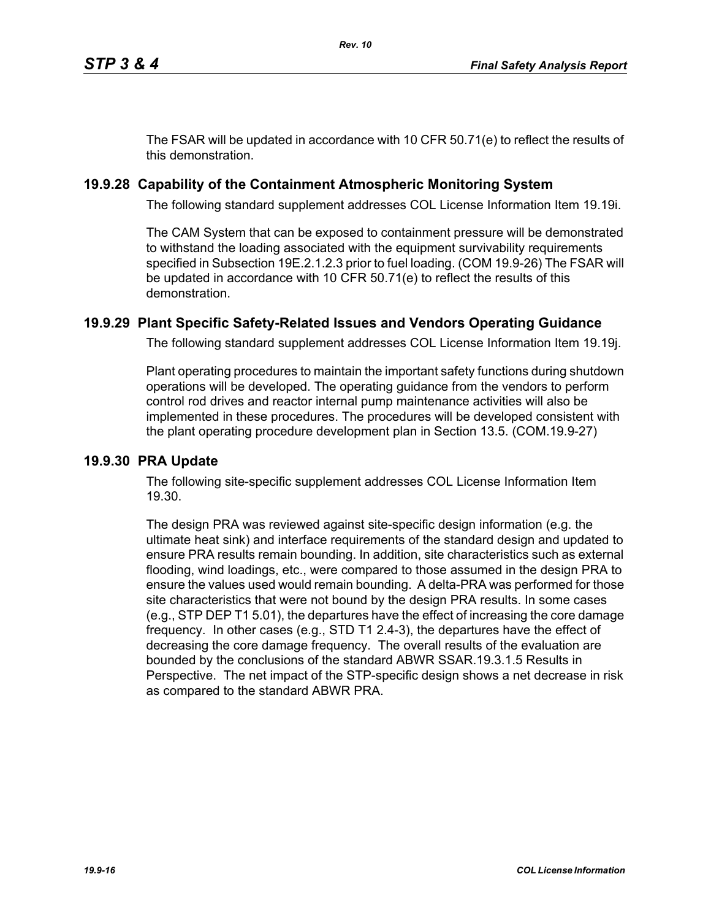The FSAR will be updated in accordance with 10 CFR 50.71(e) to reflect the results of this demonstration.

## 19.9.28 Capability of the Containment Atmospheric Monitoring System

The following standard supplement addresses COL License Information Item 19.19i.

The CAM System that can be exposed to containment pressure will be demonstrated to withstand the loading associated with the equipment survivability requirements specified in Subsection 19E.2.1.2.3 prior to fuel loading. (COM 19.9-26) The FSAR will be updated in accordance with 10 CFR 50.71(e) to reflect the results of this demonstration.

## 19.9.29 Plant Specific Safety-Related Issues and Vendors Operating Guidance

The following standard supplement addresses COL License Information Item 19.19j.

Plant operating procedures to maintain the important safety functions during shutdown operations will be developed. The operating guidance from the vendors to perform control rod drives and reactor internal pump maintenance activities will also be implemented in these procedures. The procedures will be developed consistent with the plant operating procedure development plan in Section 13.5. (COM.19.9-27)

## 19.9.30 PRA Update

The following site-specific supplement addresses COL License Information Item 19.30.

The design PRA was reviewed against site-specific design information (e.g. the ultimate heat sink) and interface requirements of the standard design and updated to ensure PRA results remain bounding. In addition, site characteristics such as external flooding, wind loadings, etc., were compared to those assumed in the design PRA to ensure the values used would remain bounding. A delta-PRA was performed for those site characteristics that were not bound by the design PRA results. In some cases (e.g., STP DEP T1 5.01), the departures have the effect of increasing the core damage frequency. In other cases (e.g., STD T1 2.4-3), the departures have the effect of decreasing the core damage frequency. The overall results of the evaluation are bounded by the conclusions of the standard ABWR SSAR.19.3.1.5 Results in Perspective. The net impact of the STP-specific design shows a net decrease in risk as compared to the standard ABWR PRA.